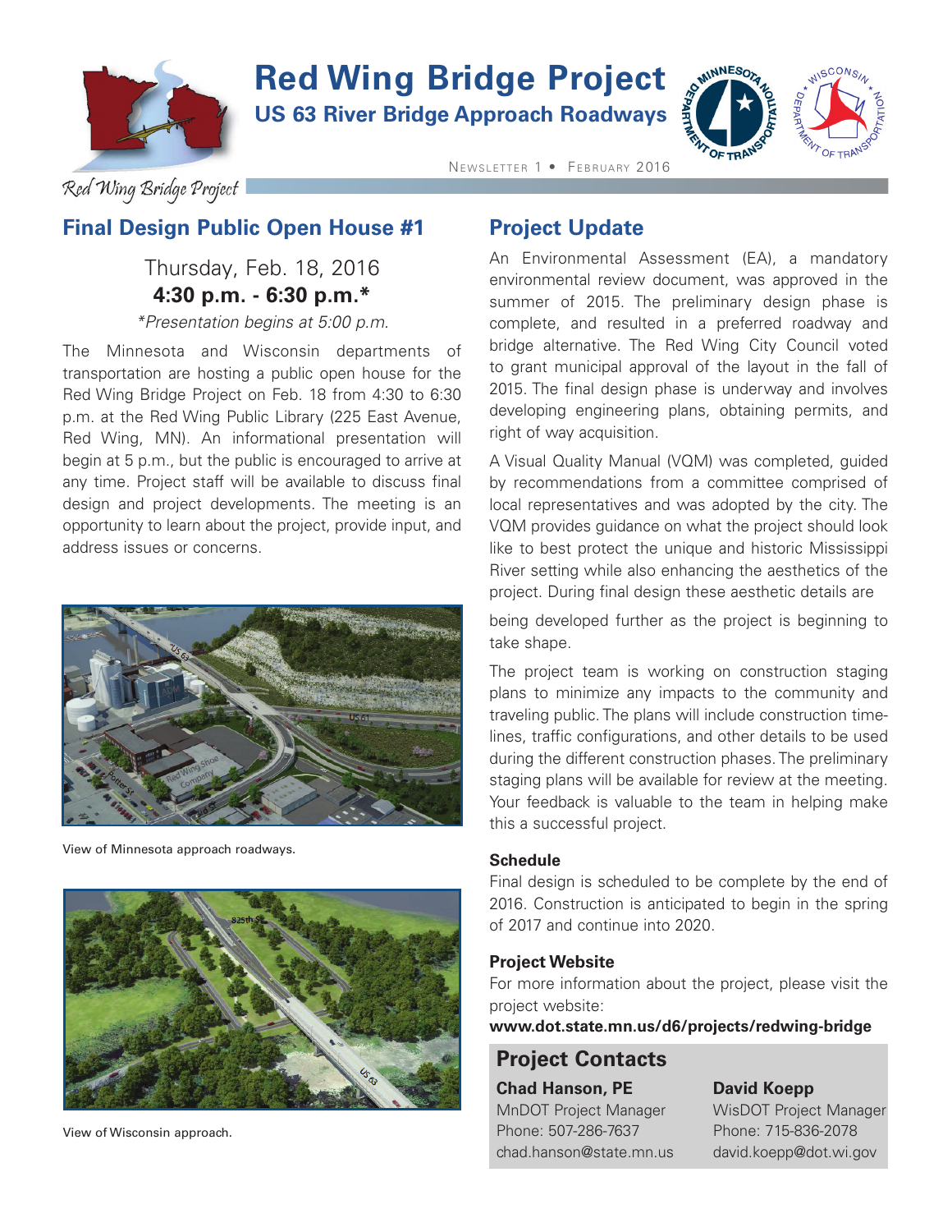# Red Wing Bridge Project

## US 63 River Bridge Approach Roadways

Newsletter 1 • February 2016

Red Wing Bridge Project

## Final Design Public Open House #1

Thursday, Feb. 18, 2016
**4:30 p.m. - 6:30 p.m.***

*\*Presentation begins at 5:00 p.m.*

The Minnesota and Wisconsin departments of transportation are hosting a public open house for the Red Wing Bridge Project on Feb. 18 from 4:30 to 6:30 p.m. at the Red Wing Public Library (225 East Avenue, Red Wing, MN). An informational presentation will begin at 5 p.m., but the public is encouraged to arrive at any time. Project staff will be available to discuss final design and project developments. The meeting is an opportunity to learn about the project, provide input, and address issues or concerns.

View of Minnesota approach roadways.

View of Wisconsin approach.

## Project Update

An Environmental Assessment (EA), a mandatory environmental review document, was approved in the summer of 2015. The preliminary design phase is complete, and resulted in a preferred roadway and bridge alternative. The Red Wing City Council voted to grant municipal approval of the layout in the fall of 2015. The final design phase is underway and involves developing engineering plans, obtaining permits, and right of way acquisition.

A Visual Quality Manual (VQM) was completed, guided by recommendations from a committee comprised of local representatives and was adopted by the city. The VQM provides guidance on what the project should look like to best protect the unique and historic Mississippi River setting while also enhancing the aesthetics of the project. During final design these aesthetic details are being developed further as the project is beginning to take shape.

The project team is working on construction staging plans to minimize any impacts to the community and traveling public. The plans will include construction timelines, traffic configurations, and other details to be used during the different construction phases. The preliminary staging plans will be available for review at the meeting. Your feedback is valuable to the team in helping make this a successful project.

### Schedule

Final design is scheduled to be complete by the end of 2016. Construction is anticipated to begin in the spring of 2017 and continue into 2020.

### Project Website

For more information about the project, please visit the project website:
**www.dot.state.mn.us/d6/projects/redwing-bridge**

## Project Contacts

**Chad Hanson, PE**
MnDOT Project Manager
Phone: 507-286-7637
chad.hanson@state.mn.us

**David Koepp**
WisDOT Project Manager
Phone: 715-836-2078
david.koepp@dot.wi.gov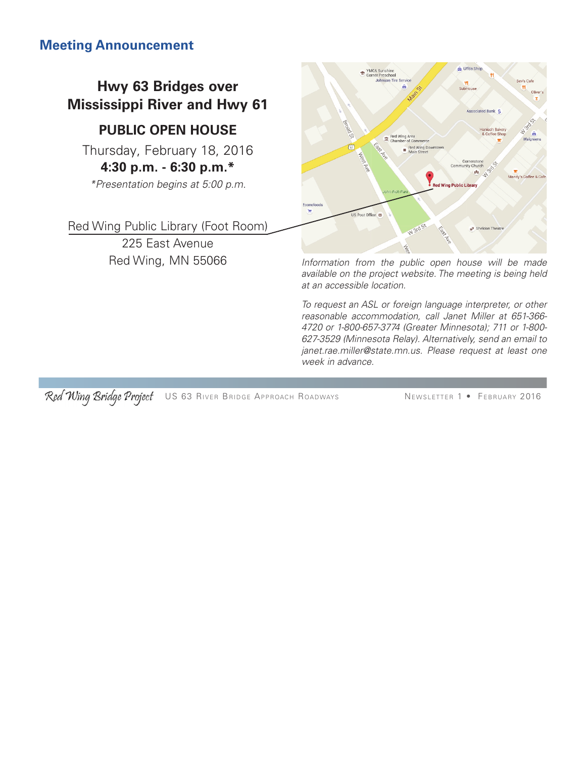## Meeting Announcement

### Hwy 63 Bridges over Mississippi River and Hwy 61

### PUBLIC OPEN HOUSE

Thursday, February 18, 2016

**4:30 p.m. - 6:30 p.m.***

*\*Presentation begins at 5:00 p.m.*

Red Wing Public Library (Foot Room)
225 East Avenue
Red Wing, MN 55066

*Information from the public open house will be made available on the project website. The meeting is being held at an accessible location.*

*To request an ASL or foreign language interpreter, or other reasonable accommodation, call Janet Miller at 651-366-4720 or 1-800-657-3774 (Greater Minnesota); 711 or 1-800-627-3529 (Minnesota Relay). Alternatively, send an email to janet.rae.miller@state.mn.us. Please request at least one week in advance.*